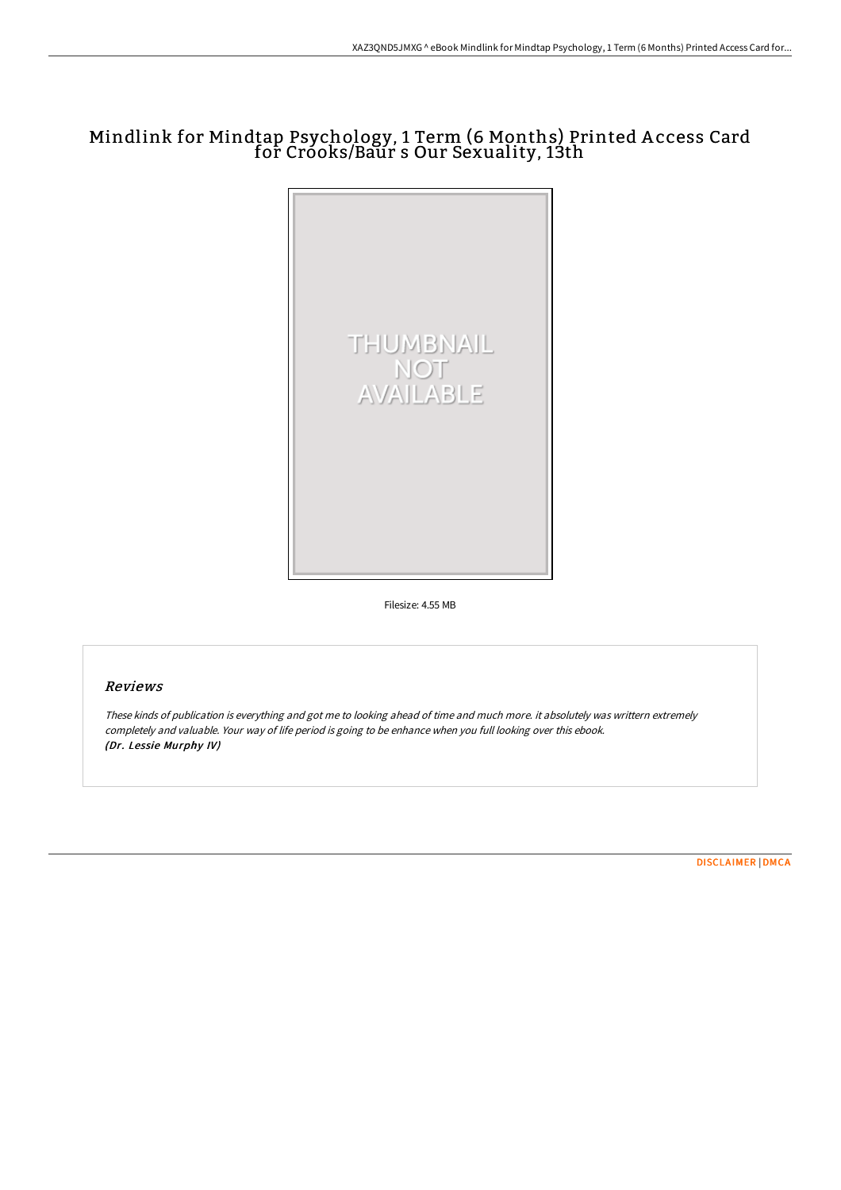# Mindlink for Mindtap Psychology, 1 Term (6 Months) Printed Access Card for Crooks/Baur s Our Sexuality, 13th

Filesize: 4.55 MB

## Reviews

*These kinds of publication is everything and got me to looking ahead of time and much more. it absolutely was writtern extremely completely and valuable. Your way of life period is going to be enhance when you full looking over this ebook.*
*(Dr. Lessie Murphy IV)*

DISCLAIMER | DMCA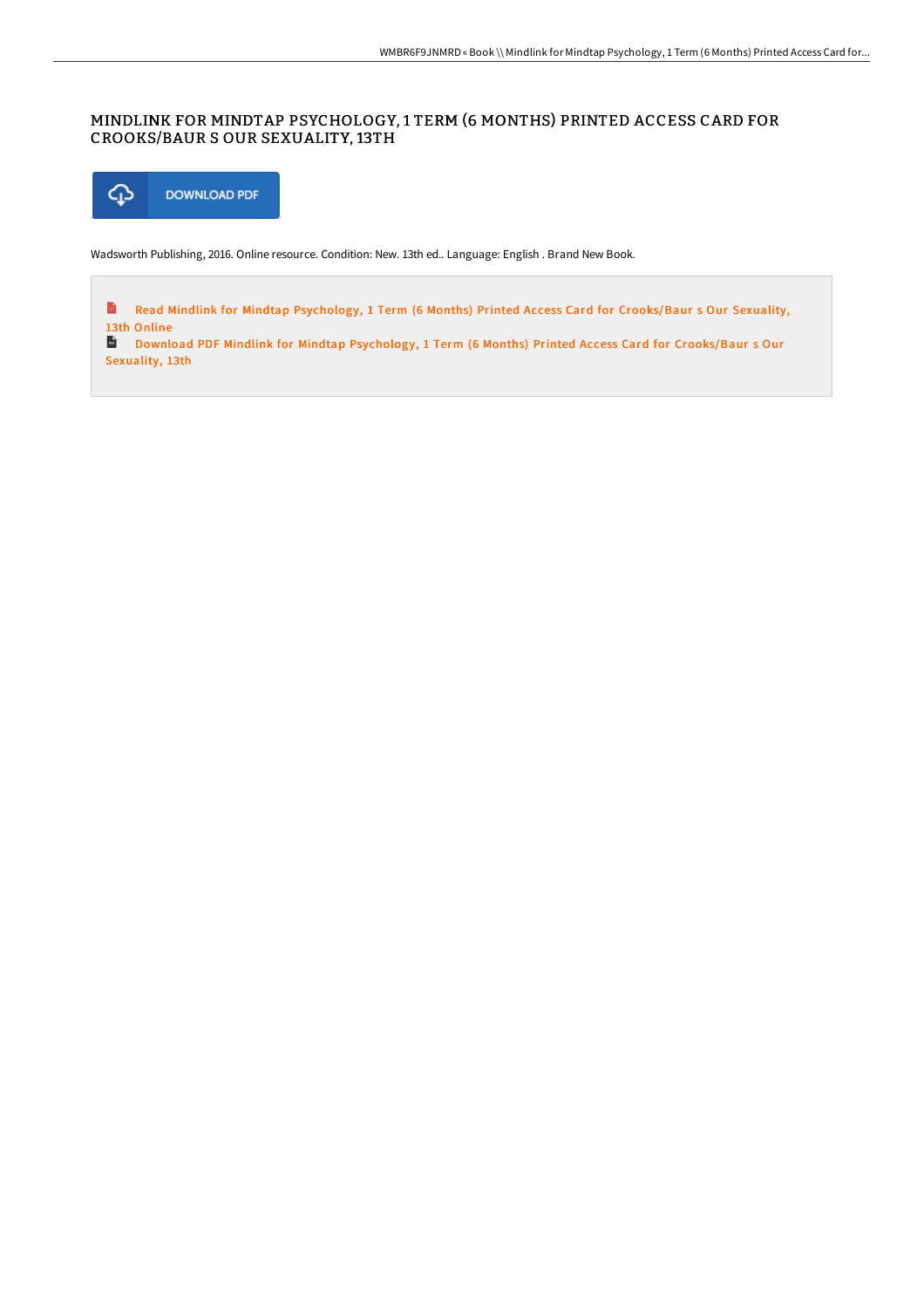# MINDLINK FOR MINDTAP PSYCHOLOGY, 1 TERM (6 MONTHS) PRINTED ACCESS CARD FOR CROOKS/BAUR S OUR SEXUALITY, 13TH

DOWNLOAD PDF

Wadsworth Publishing, 2016. Online resource. Condition: New. 13th ed.. Language: English . Brand New Book.

Read Mindlink for Mindtap Psychology, 1 Term (6 Months) Printed Access Card for Crooks/Baur s Our Sexuality, 13th Online

Download PDF Mindlink for Mindtap Psychology, 1 Term (6 Months) Printed Access Card for Crooks/Baur s Our Sexuality, 13th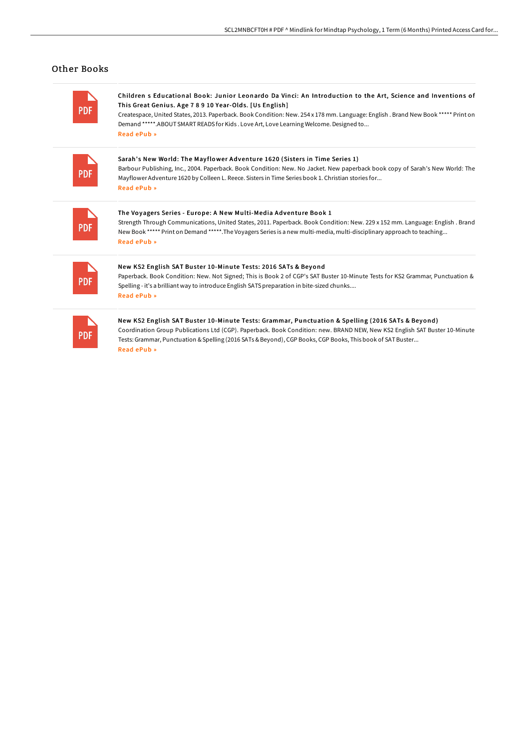## Other Books

**Children s Educational Book: Junior Leonardo Da Vinci: An Introduction to the Art, Science and Inventions of This Great Genius. Age 7 8 9 10 Year-Olds. [Us English]**

Createspace, United States, 2013. Paperback. Book Condition: New. 254 x 178 mm. Language: English . Brand New Book ***** Print on Demand *****.ABOUT SMART READS for Kids . Love Art, Love Learning Welcome. Designed to...

Read ePub »

**Sarah's New World: The Mayflower Adventure 1620 (Sisters in Time Series 1)**

Barbour Publishing, Inc., 2004. Paperback. Book Condition: New. No Jacket. New paperback book copy of Sarah's New World: The Mayflower Adventure 1620 by Colleen L. Reece. Sisters in Time Series book 1. Christian stories for...

Read ePub »

**The Voyagers Series - Europe: A New Multi-Media Adventure Book 1**

Strength Through Communications, United States, 2011. Paperback. Book Condition: New. 229 x 152 mm. Language: English . Brand New Book ***** Print on Demand *****.The Voyagers Series is a new multi-media, multi-disciplinary approach to teaching...

Read ePub »

**New KS2 English SAT Buster 10-Minute Tests: 2016 SATs & Beyond**

Paperback. Book Condition: New. Not Signed; This is Book 2 of CGP's SAT Buster 10-Minute Tests for KS2 Grammar, Punctuation & Spelling - it's a brilliant way to introduce English SATS preparation in bite-sized chunks....

Read ePub »

**New KS2 English SAT Buster 10-Minute Tests: Grammar, Punctuation & Spelling (2016 SATs & Beyond)**

Coordination Group Publications Ltd (CGP). Paperback. Book Condition: new. BRAND NEW, New KS2 English SAT Buster 10-Minute Tests: Grammar, Punctuation & Spelling (2016 SATs & Beyond), CGP Books, CGP Books, This book of SAT Buster...

Read ePub »